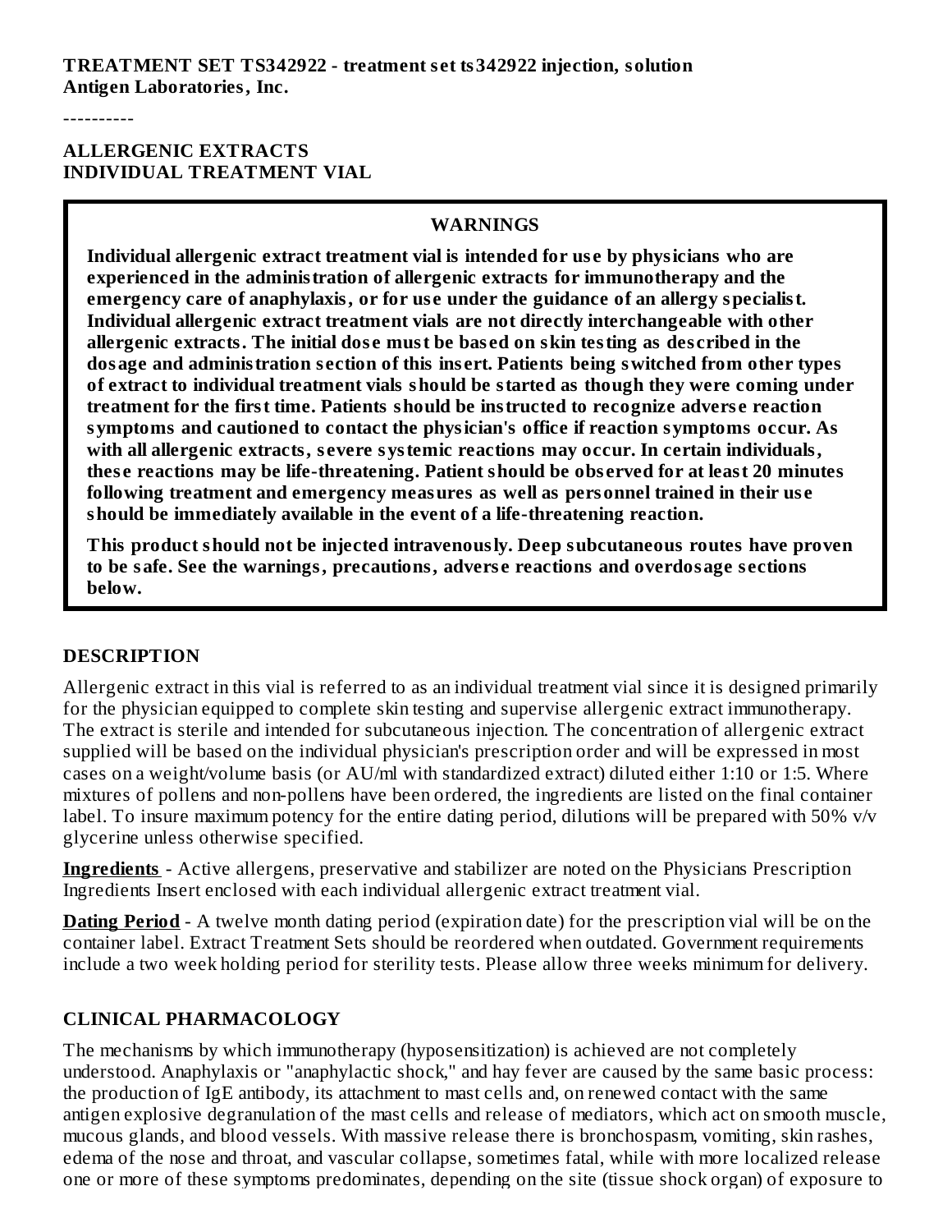**TREATMENT SET TS342922 - treatment set ts342922 injection, solution**
**Antigen Laboratories, Inc.**

----------

**ALLERGENIC EXTRACTS**
**INDIVIDUAL TREATMENT VIAL**

**WARNINGS**

**Individual allergenic extract treatment vial is intended for use by physicians who are experienced in the administration of allergenic extracts for immunotherapy and the emergency care of anaphylaxis, or for use under the guidance of an allergy specialist. Individual allergenic extract treatment vials are not directly interchangeable with other allergenic extracts. The initial dose must be based on skin testing as described in the dosage and administration section of this insert. Patients being switched from other types of extract to individual treatment vials should be started as though they were coming under treatment for the first time. Patients should be instructed to recognize adverse reaction symptoms and cautioned to contact the physician's office if reaction symptoms occur. As with all allergenic extracts, severe systemic reactions may occur. In certain individuals, these reactions may be life-threatening. Patient should be observed for at least 20 minutes following treatment and emergency measures as well as personnel trained in their use should be immediately available in the event of a life-threatening reaction.**

**This product should not be injected intravenously. Deep subcutaneous routes have proven to be safe. See the warnings, precautions, adverse reactions and overdosage sections below.**

## DESCRIPTION

Allergenic extract in this vial is referred to as an individual treatment vial since it is designed primarily for the physician equipped to complete skin testing and supervise allergenic extract immunotherapy. The extract is sterile and intended for subcutaneous injection. The concentration of allergenic extract supplied will be based on the individual physician's prescription order and will be expressed in most cases on a weight/volume basis (or AU/ml with standardized extract) diluted either 1:10 or 1:5. Where mixtures of pollens and non-pollens have been ordered, the ingredients are listed on the final container label. To insure maximum potency for the entire dating period, dilutions will be prepared with 50% v/v glycerine unless otherwise specified.

**Ingredients** - Active allergens, preservative and stabilizer are noted on the Physicians Prescription Ingredients Insert enclosed with each individual allergenic extract treatment vial.

**Dating Period** - A twelve month dating period (expiration date) for the prescription vial will be on the container label. Extract Treatment Sets should be reordered when outdated. Government requirements include a two week holding period for sterility tests. Please allow three weeks minimum for delivery.

## CLINICAL PHARMACOLOGY

The mechanisms by which immunotherapy (hyposensitization) is achieved are not completely understood. Anaphylaxis or "anaphylactic shock," and hay fever are caused by the same basic process: the production of IgE antibody, its attachment to mast cells and, on renewed contact with the same antigen explosive degranulation of the mast cells and release of mediators, which act on smooth muscle, mucous glands, and blood vessels. With massive release there is bronchospasm, vomiting, skin rashes, edema of the nose and throat, and vascular collapse, sometimes fatal, while with more localized release one or more of these symptoms predominates, depending on the site (tissue shock organ) of exposure to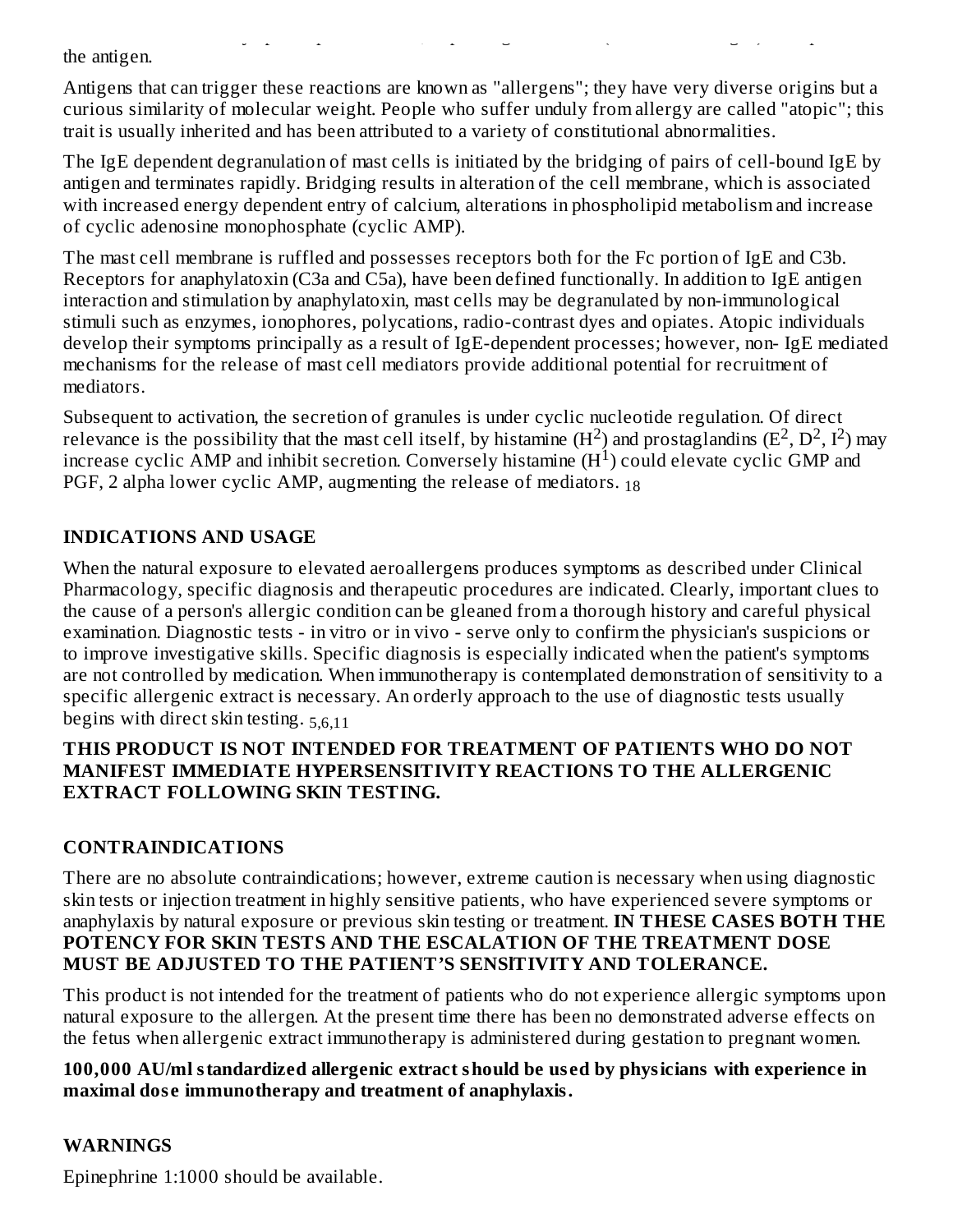the antigen.

Antigens that can trigger these reactions are known as "allergens"; they have very diverse origins but a curious similarity of molecular weight. People who suffer unduly from allergy are called "atopic"; this trait is usually inherited and has been attributed to a variety of constitutional abnormalities.

The IgE dependent degranulation of mast cells is initiated by the bridging of pairs of cell-bound IgE by antigen and terminates rapidly. Bridging results in alteration of the cell membrane, which is associated with increased energy dependent entry of calcium, alterations in phospholipid metabolism and increase of cyclic adenosine monophosphate (cyclic AMP).

The mast cell membrane is ruffled and possesses receptors both for the Fc portion of IgE and C3b. Receptors for anaphylatoxin (C3a and C5a), have been defined functionally. In addition to IgE antigen interaction and stimulation by anaphylatoxin, mast cells may be degranulated by non-immunological stimuli such as enzymes, ionophores, polycations, radio-contrast dyes and opiates. Atopic individuals develop their symptoms principally as a result of IgE-dependent processes; however, non- IgE mediated mechanisms for the release of mast cell mediators provide additional potential for recruitment of mediators.

Subsequent to activation, the secretion of granules is under cyclic nucleotide regulation. Of direct relevance is the possibility that the mast cell itself, by histamine ($H^2$) and prostaglandins ($E^2$, $D^2$, $I^2$) may increase cyclic AMP and inhibit secretion. Conversely histamine ($H^1$) could elevate cyclic GMP and PGF, 2 alpha lower cyclic AMP, augmenting the release of mediators. [18]

## INDICATIONS AND USAGE

When the natural exposure to elevated aeroallergens produces symptoms as described under Clinical Pharmacology, specific diagnosis and therapeutic procedures are indicated. Clearly, important clues to the cause of a person's allergic condition can be gleaned from a thorough history and careful physical examination. Diagnostic tests - in vitro or in vivo - serve only to confirm the physician's suspicions or to improve investigative skills. Specific diagnosis is especially indicated when the patient's symptoms are not controlled by medication. When immunotherapy is contemplated demonstration of sensitivity to a specific allergenic extract is necessary. An orderly approach to the use of diagnostic tests usually begins with direct skin testing. [5,6,11]

**THIS PRODUCT IS NOT INTENDED FOR TREATMENT OF PATIENTS WHO DO NOT MANIFEST IMMEDIATE HYPERSENSITIVITY REACTIONS TO THE ALLERGENIC EXTRACT FOLLOWING SKIN TESTING.**

## CONTRAINDICATIONS

There are no absolute contraindications; however, extreme caution is necessary when using diagnostic skin tests or injection treatment in highly sensitive patients, who have experienced severe symptoms or anaphylaxis by natural exposure or previous skin testing or treatment. **IN THESE CASES BOTH THE POTENCY FOR SKIN TESTS AND THE ESCALATION OF THE TREATMENT DOSE MUST BE ADJUSTED TO THE PATIENT'S SENSITIVITY AND TOLERANCE.**

This product is not intended for the treatment of patients who do not experience allergic symptoms upon natural exposure to the allergen. At the present time there has been no demonstrated adverse effects on the fetus when allergenic extract immunotherapy is administered during gestation to pregnant women.

**100,000 AU/ml standardized allergenic extract should be used by physicians with experience in maximal dose immunotherapy and treatment of anaphylaxis.**

## WARNINGS

Epinephrine 1:1000 should be available.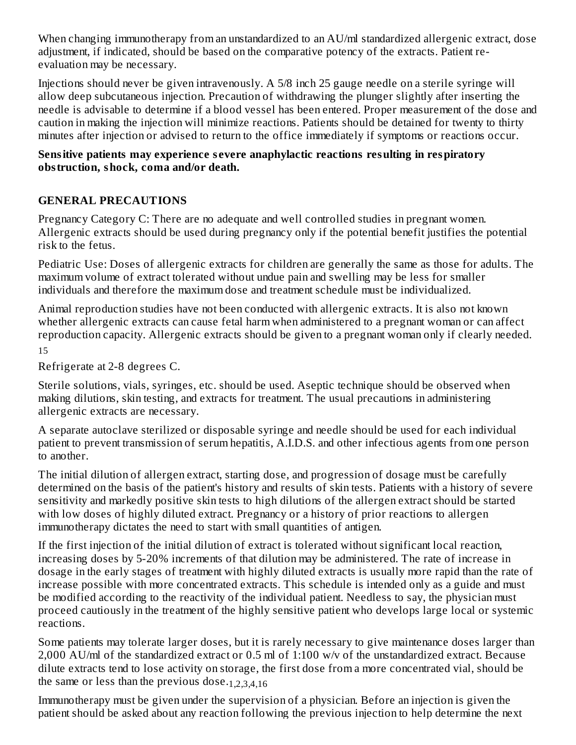When changing immunotherapy from an unstandardized to an AU/ml standardized allergenic extract, dose adjustment, if indicated, should be based on the comparative potency of the extracts. Patient re-evaluation may be necessary.

Injections should never be given intravenously. A 5/8 inch 25 gauge needle on a sterile syringe will allow deep subcutaneous injection. Precaution of withdrawing the plunger slightly after inserting the needle is advisable to determine if a blood vessel has been entered. Proper measurement of the dose and caution in making the injection will minimize reactions. Patients should be detained for twenty to thirty minutes after injection or advised to return to the office immediately if symptoms or reactions occur.

**Sensitive patients may experience severe anaphylactic reactions resulting in respiratory obstruction, shock, coma and/or death.**

## GENERAL PRECAUTIONS

Pregnancy Category C: There are no adequate and well controlled studies in pregnant women. Allergenic extracts should be used during pregnancy only if the potential benefit justifies the potential risk to the fetus.

Pediatric Use: Doses of allergenic extracts for children are generally the same as those for adults. The maximum volume of extract tolerated without undue pain and swelling may be less for smaller individuals and therefore the maximum dose and treatment schedule must be individualized.

Animal reproduction studies have not been conducted with allergenic extracts. It is also not known whether allergenic extracts can cause fetal harm when administered to a pregnant woman or can affect reproduction capacity. Allergenic extracts should be given to a pregnant woman only if clearly needed.[15]

Refrigerate at 2-8 degrees C.

Sterile solutions, vials, syringes, etc. should be used. Aseptic technique should be observed when making dilutions, skin testing, and extracts for treatment. The usual precautions in administering allergenic extracts are necessary.

A separate autoclave sterilized or disposable syringe and needle should be used for each individual patient to prevent transmission of serum hepatitis, A.I.D.S. and other infectious agents from one person to another.

The initial dilution of allergen extract, starting dose, and progression of dosage must be carefully determined on the basis of the patient's history and results of skin tests. Patients with a history of severe sensitivity and markedly positive skin tests to high dilutions of the allergen extract should be started with low doses of highly diluted extract. Pregnancy or a history of prior reactions to allergen immunotherapy dictates the need to start with small quantities of antigen.

If the first injection of the initial dilution of extract is tolerated without significant local reaction, increasing doses by 5-20% increments of that dilution may be administered. The rate of increase in dosage in the early stages of treatment with highly diluted extracts is usually more rapid than the rate of increase possible with more concentrated extracts. This schedule is intended only as a guide and must be modified according to the reactivity of the individual patient. Needless to say, the physician must proceed cautiously in the treatment of the highly sensitive patient who develops large local or systemic reactions.

Some patients may tolerate larger doses, but it is rarely necessary to give maintenance doses larger than 2,000 AU/ml of the standardized extract or 0.5 ml of 1:100 w/v of the unstandardized extract. Because dilute extracts tend to lose activity on storage, the first dose from a more concentrated vial, should be the same or less than the previous dose.[1,2,3,4,16]

Immunotherapy must be given under the supervision of a physician. Before an injection is given the patient should be asked about any reaction following the previous injection to help determine the next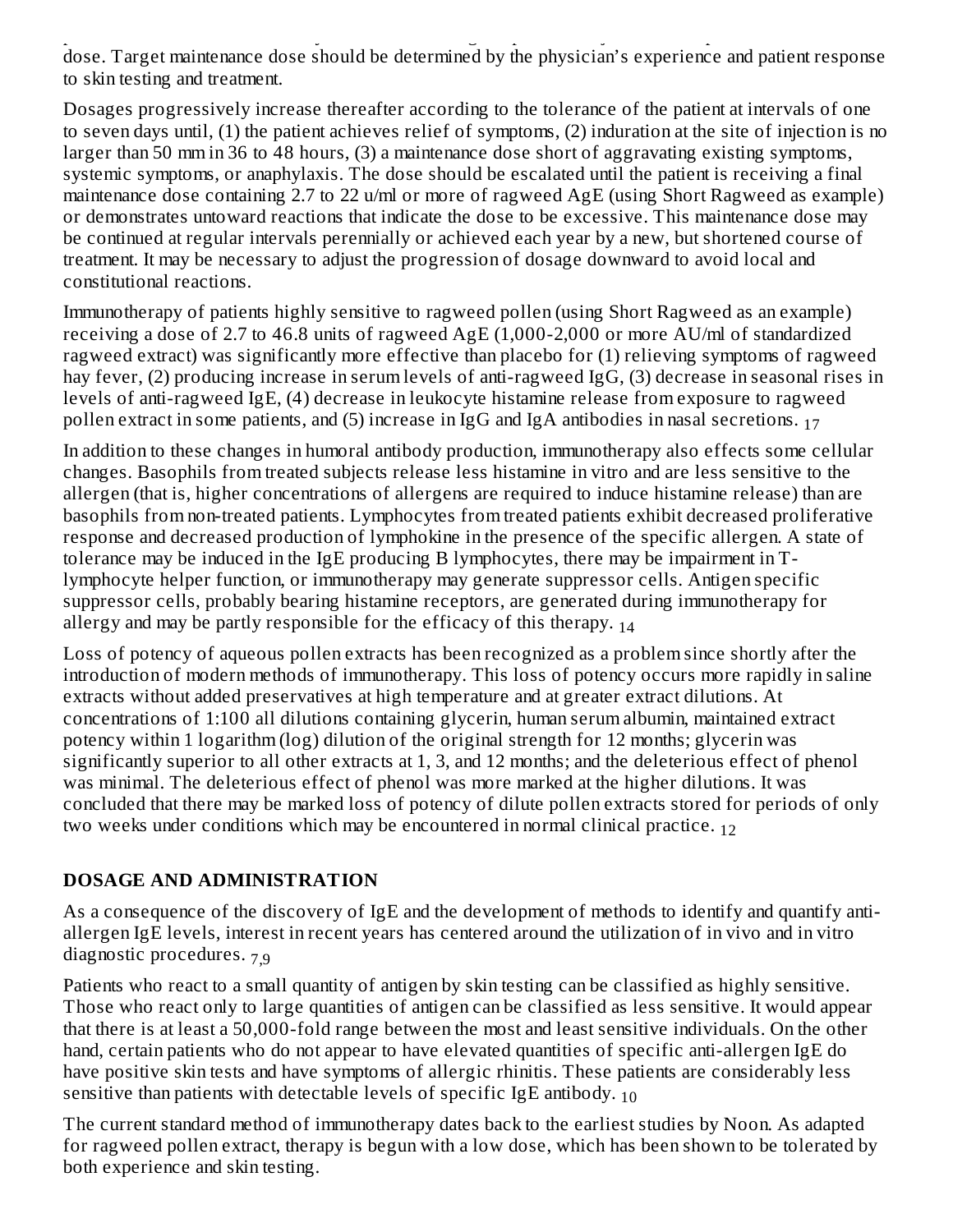dose. Target maintenance dose should be determined by the physician's experience and patient response to skin testing and treatment.

Dosages progressively increase thereafter according to the tolerance of the patient at intervals of one to seven days until, (1) the patient achieves relief of symptoms, (2) induration at the site of injection is no larger than 50 mm in 36 to 48 hours, (3) a maintenance dose short of aggravating existing symptoms, systemic symptoms, or anaphylaxis. The dose should be escalated until the patient is receiving a final maintenance dose containing 2.7 to 22 u/ml or more of ragweed AgE (using Short Ragweed as example) or demonstrates untoward reactions that indicate the dose to be excessive. This maintenance dose may be continued at regular intervals perennially or achieved each year by a new, but shortened course of treatment. It may be necessary to adjust the progression of dosage downward to avoid local and constitutional reactions.

Immunotherapy of patients highly sensitive to ragweed pollen (using Short Ragweed as an example) receiving a dose of 2.7 to 46.8 units of ragweed AgE (1,000-2,000 or more AU/ml of standardized ragweed extract) was significantly more effective than placebo for (1) relieving symptoms of ragweed hay fever, (2) producing increase in serum levels of anti-ragweed IgG, (3) decrease in seasonal rises in levels of anti-ragweed IgE, (4) decrease in leukocyte histamine release from exposure to ragweed pollen extract in some patients, and (5) increase in IgG and IgA antibodies in nasal secretions. [17]

In addition to these changes in humoral antibody production, immunotherapy also effects some cellular changes. Basophils from treated subjects release less histamine in vitro and are less sensitive to the allergen (that is, higher concentrations of allergens are required to induce histamine release) than are basophils from non-treated patients. Lymphocytes from treated patients exhibit decreased proliferative response and decreased production of lymphokine in the presence of the specific allergen. A state of tolerance may be induced in the IgE producing B lymphocytes, there may be impairment in T-lymphocyte helper function, or immunotherapy may generate suppressor cells. Antigen specific suppressor cells, probably bearing histamine receptors, are generated during immunotherapy for allergy and may be partly responsible for the efficacy of this therapy. [14]

Loss of potency of aqueous pollen extracts has been recognized as a problem since shortly after the introduction of modern methods of immunotherapy. This loss of potency occurs more rapidly in saline extracts without added preservatives at high temperature and at greater extract dilutions. At concentrations of 1:100 all dilutions containing glycerin, human serum albumin, maintained extract potency within 1 logarithm (log) dilution of the original strength for 12 months; glycerin was significantly superior to all other extracts at 1, 3, and 12 months; and the deleterious effect of phenol was minimal. The deleterious effect of phenol was more marked at the higher dilutions. It was concluded that there may be marked loss of potency of dilute pollen extracts stored for periods of only two weeks under conditions which may be encountered in normal clinical practice. [12]

## DOSAGE AND ADMINISTRATION

As a consequence of the discovery of IgE and the development of methods to identify and quantify anti-allergen IgE levels, interest in recent years has centered around the utilization of in vivo and in vitro diagnostic procedures. [7,9]

Patients who react to a small quantity of antigen by skin testing can be classified as highly sensitive. Those who react only to large quantities of antigen can be classified as less sensitive. It would appear that there is at least a 50,000-fold range between the most and least sensitive individuals. On the other hand, certain patients who do not appear to have elevated quantities of specific anti-allergen IgE do have positive skin tests and have symptoms of allergic rhinitis. These patients are considerably less sensitive than patients with detectable levels of specific IgE antibody. [10]

The current standard method of immunotherapy dates back to the earliest studies by Noon. As adapted for ragweed pollen extract, therapy is begun with a low dose, which has been shown to be tolerated by both experience and skin testing.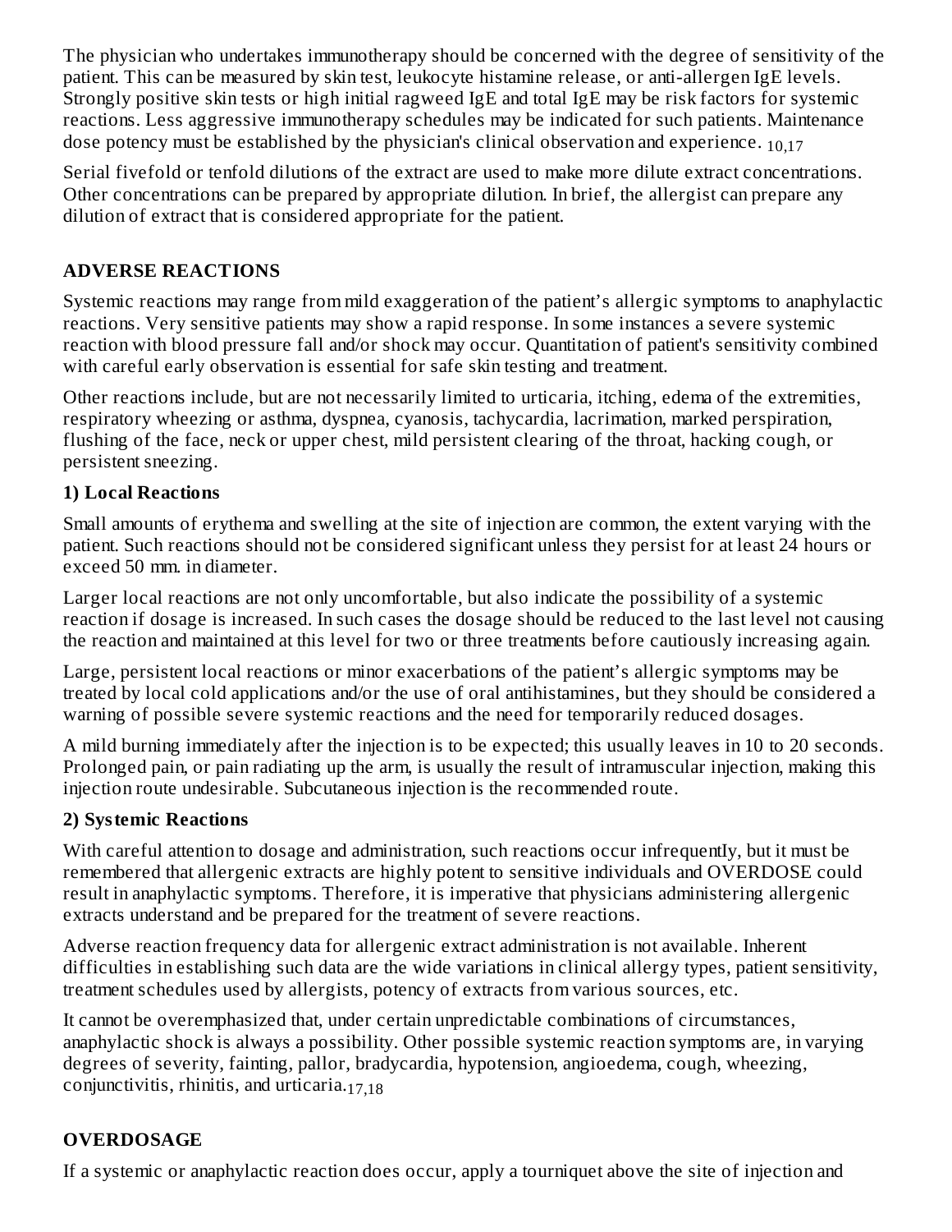The physician who undertakes immunotherapy should be concerned with the degree of sensitivity of the patient. This can be measured by skin test, leukocyte histamine release, or anti-allergen IgE levels. Strongly positive skin tests or high initial ragweed IgE and total IgE may be risk factors for systemic reactions. Less aggressive immunotherapy schedules may be indicated for such patients. Maintenance dose potency must be established by the physician's clinical observation and experience. [10,17]

Serial fivefold or tenfold dilutions of the extract are used to make more dilute extract concentrations. Other concentrations can be prepared by appropriate dilution. In brief, the allergist can prepare any dilution of extract that is considered appropriate for the patient.

## ADVERSE REACTIONS

Systemic reactions may range from mild exaggeration of the patient’s allergic symptoms to anaphylactic reactions. Very sensitive patients may show a rapid response. In some instances a severe systemic reaction with blood pressure fall and/or shock may occur. Quantitation of patient's sensitivity combined with careful early observation is essential for safe skin testing and treatment.

Other reactions include, but are not necessarily limited to urticaria, itching, edema of the extremities, respiratory wheezing or asthma, dyspnea, cyanosis, tachycardia, lacrimation, marked perspiration, flushing of the face, neck or upper chest, mild persistent clearing of the throat, hacking cough, or persistent sneezing.

### 1) Local Reactions

Small amounts of erythema and swelling at the site of injection are common, the extent varying with the patient. Such reactions should not be considered significant unless they persist for at least 24 hours or exceed 50 mm. in diameter.

Larger local reactions are not only uncomfortable, but also indicate the possibility of a systemic reaction if dosage is increased. In such cases the dosage should be reduced to the last level not causing the reaction and maintained at this level for two or three treatments before cautiously increasing again.

Large, persistent local reactions or minor exacerbations of the patient’s allergic symptoms may be treated by local cold applications and/or the use of oral antihistamines, but they should be considered a warning of possible severe systemic reactions and the need for temporarily reduced dosages.

A mild burning immediately after the injection is to be expected; this usually leaves in 10 to 20 seconds. Prolonged pain, or pain radiating up the arm, is usually the result of intramuscular injection, making this injection route undesirable. Subcutaneous injection is the recommended route.

### 2) Systemic Reactions

With careful attention to dosage and administration, such reactions occur infrequently, but it must be remembered that allergenic extracts are highly potent to sensitive individuals and OVERDOSE could result in anaphylactic symptoms. Therefore, it is imperative that physicians administering allergenic extracts understand and be prepared for the treatment of severe reactions.

Adverse reaction frequency data for allergenic extract administration is not available. Inherent difficulties in establishing such data are the wide variations in clinical allergy types, patient sensitivity, treatment schedules used by allergists, potency of extracts from various sources, etc.

It cannot be overemphasized that, under certain unpredictable combinations of circumstances, anaphylactic shock is always a possibility. Other possible systemic reaction symptoms are, in varying degrees of severity, fainting, pallor, bradycardia, hypotension, angioedema, cough, wheezing, conjunctivitis, rhinitis, and urticaria.[17,18]

## OVERDOSAGE

If a systemic or anaphylactic reaction does occur, apply a tourniquet above the site of injection and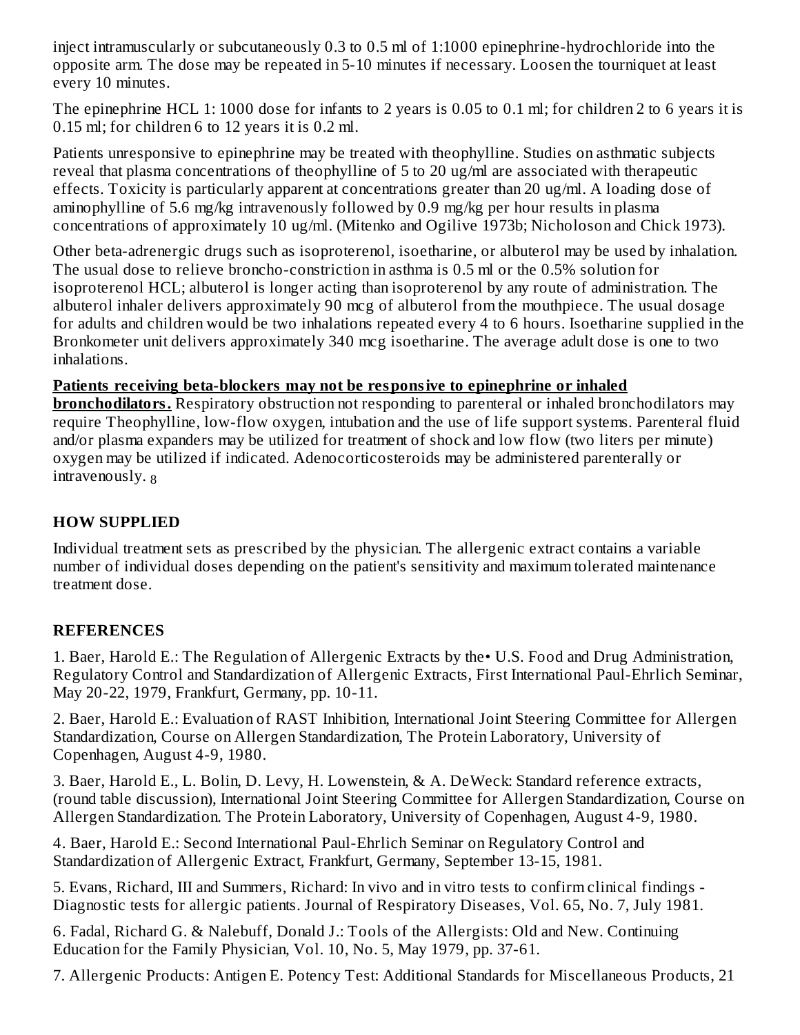inject intramuscularly or subcutaneously 0.3 to 0.5 ml of 1:1000 epinephrine-hydrochloride into the opposite arm. The dose may be repeated in 5-10 minutes if necessary. Loosen the tourniquet at least every 10 minutes.

The epinephrine HCL 1: 1000 dose for infants to 2 years is 0.05 to 0.1 ml; for children 2 to 6 years it is 0.15 ml; for children 6 to 12 years it is 0.2 ml.

Patients unresponsive to epinephrine may be treated with theophylline. Studies on asthmatic subjects reveal that plasma concentrations of theophylline of 5 to 20 ug/ml are associated with therapeutic effects. Toxicity is particularly apparent at concentrations greater than 20 ug/ml. A loading dose of aminophylline of 5.6 mg/kg intravenously followed by 0.9 mg/kg per hour results in plasma concentrations of approximately 10 ug/ml. (Mitenko and Ogilive 1973b; Nicholoson and Chick 1973).

Other beta-adrenergic drugs such as isoproterenol, isoetharine, or albuterol may be used by inhalation. The usual dose to relieve broncho-constriction in asthma is 0.5 ml or the 0.5% solution for isoproterenol HCL; albuterol is longer acting than isoproterenol by any route of administration. The albuterol inhaler delivers approximately 90 mcg of albuterol from the mouthpiece. The usual dosage for adults and children would be two inhalations repeated every 4 to 6 hours. Isoetharine supplied in the Bronkometer unit delivers approximately 340 mcg isoetharine. The average adult dose is one to two inhalations.

**Patients receiving beta-blockers may not be responsive to epinephrine or inhaled bronchodilators.** Respiratory obstruction not responding to parenteral or inhaled bronchodilators may require Theophylline, low-flow oxygen, intubation and the use of life support systems. Parenteral fluid and/or plasma expanders may be utilized for treatment of shock and low flow (two liters per minute) oxygen may be utilized if indicated. Adenocorticosteroids may be administered parenterally or intravenously. [8]

## HOW SUPPLIED

Individual treatment sets as prescribed by the physician. The allergenic extract contains a variable number of individual doses depending on the patient's sensitivity and maximum tolerated maintenance treatment dose.

## REFERENCES

1. Baer, Harold E.: The Regulation of Allergenic Extracts by the• U.S. Food and Drug Administration, Regulatory Control and Standardization of Allergenic Extracts, First International Paul-Ehrlich Seminar, May 20-22, 1979, Frankfurt, Germany, pp. 10-11.

2. Baer, Harold E.: Evaluation of RAST Inhibition, International Joint Steering Committee for Allergen Standardization, Course on Allergen Standardization, The Protein Laboratory, University of Copenhagen, August 4-9, 1980.

3. Baer, Harold E., L. Bolin, D. Levy, H. Lowenstein, & A. DeWeck: Standard reference extracts, (round table discussion), International Joint Steering Committee for Allergen Standardization, Course on Allergen Standardization. The Protein Laboratory, University of Copenhagen, August 4-9, 1980.

4. Baer, Harold E.: Second International Paul-Ehrlich Seminar on Regulatory Control and Standardization of Allergenic Extract, Frankfurt, Germany, September 13-15, 1981.

5. Evans, Richard, III and Summers, Richard: In vivo and in vitro tests to confirm clinical findings - Diagnostic tests for allergic patients. Journal of Respiratory Diseases, Vol. 65, No. 7, July 1981.

6. Fadal, Richard G. & Nalebuff, Donald J.: Tools of the Allergists: Old and New. Continuing Education for the Family Physician, Vol. 10, No. 5, May 1979, pp. 37-61.

7. Allergenic Products: Antigen E. Potency Test: Additional Standards for Miscellaneous Products, 21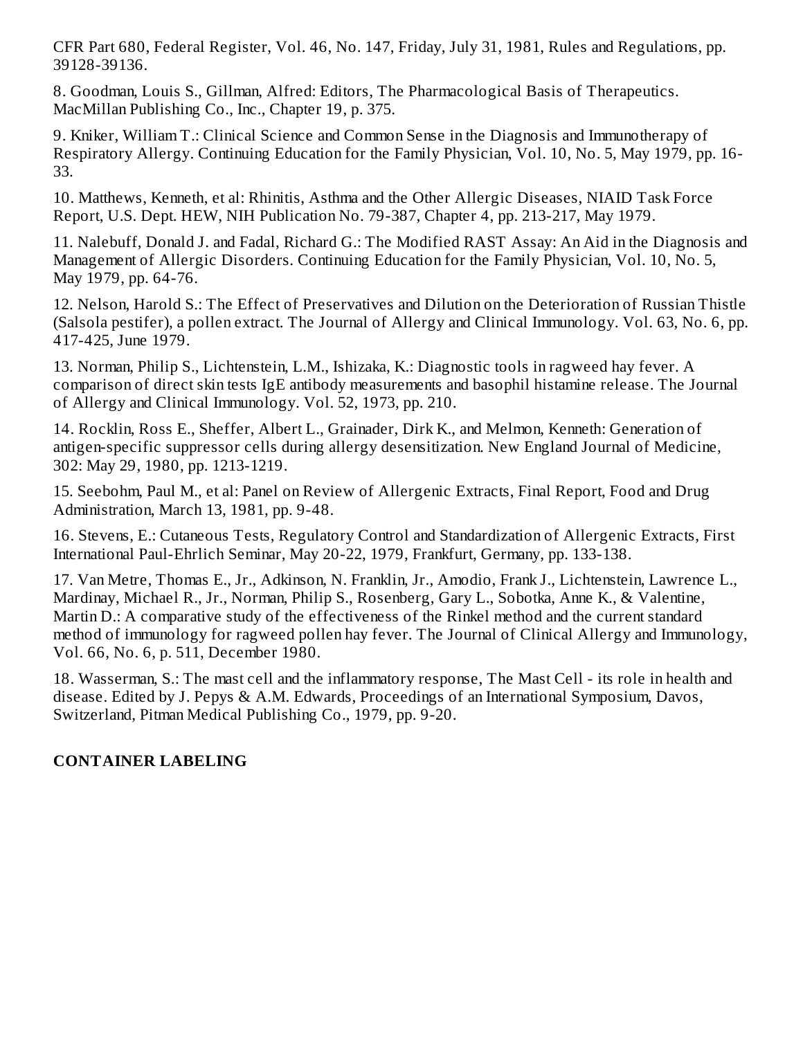CFR Part 680, Federal Register, Vol. 46, No. 147, Friday, July 31, 1981, Rules and Regulations, pp. 39128-39136.

8. Goodman, Louis S., Gillman, Alfred: Editors, The Pharmacological Basis of Therapeutics. MacMillan Publishing Co., Inc., Chapter 19, p. 375.

9. Kniker, William T.: Clinical Science and Common Sense in the Diagnosis and Immunotherapy of Respiratory Allergy. Continuing Education for the Family Physician, Vol. 10, No. 5, May 1979, pp. 16-33.

10. Matthews, Kenneth, et al: Rhinitis, Asthma and the Other Allergic Diseases, NIAID Task Force Report, U.S. Dept. HEW, NIH Publication No. 79-387, Chapter 4, pp. 213-217, May 1979.

11. Nalebuff, Donald J. and Fadal, Richard G.: The Modified RAST Assay: An Aid in the Diagnosis and Management of Allergic Disorders. Continuing Education for the Family Physician, Vol. 10, No. 5, May 1979, pp. 64-76.

12. Nelson, Harold S.: The Effect of Preservatives and Dilution on the Deterioration of Russian Thistle (Salsola pestifer), a pollen extract. The Journal of Allergy and Clinical Immunology. Vol. 63, No. 6, pp. 417-425, June 1979.

13. Norman, Philip S., Lichtenstein, L.M., Ishizaka, K.: Diagnostic tools in ragweed hay fever. A comparison of direct skin tests IgE antibody measurements and basophil histamine release. The Journal of Allergy and Clinical Immunology. Vol. 52, 1973, pp. 210.

14. Rocklin, Ross E., Sheffer, Albert L., Grainader, Dirk K., and Melmon, Kenneth: Generation of antigen-specific suppressor cells during allergy desensitization. New England Journal of Medicine, 302: May 29, 1980, pp. 1213-1219.

15. Seebohm, Paul M., et al: Panel on Review of Allergenic Extracts, Final Report, Food and Drug Administration, March 13, 1981, pp. 9-48.

16. Stevens, E.: Cutaneous Tests, Regulatory Control and Standardization of Allergenic Extracts, First International Paul-Ehrlich Seminar, May 20-22, 1979, Frankfurt, Germany, pp. 133-138.

17. Van Metre, Thomas E., Jr., Adkinson, N. Franklin, Jr., Amodio, Frank J., Lichtenstein, Lawrence L., Mardinay, Michael R., Jr., Norman, Philip S., Rosenberg, Gary L., Sobotka, Anne K., & Valentine, Martin D.: A comparative study of the effectiveness of the Rinkel method and the current standard method of immunology for ragweed pollen hay fever. The Journal of Clinical Allergy and Immunology, Vol. 66, No. 6, p. 511, December 1980.

18. Wasserman, S.: The mast cell and the inflammatory response, The Mast Cell - its role in health and disease. Edited by J. Pepys & A.M. Edwards, Proceedings of an International Symposium, Davos, Switzerland, Pitman Medical Publishing Co., 1979, pp. 9-20.

## CONTAINER LABELING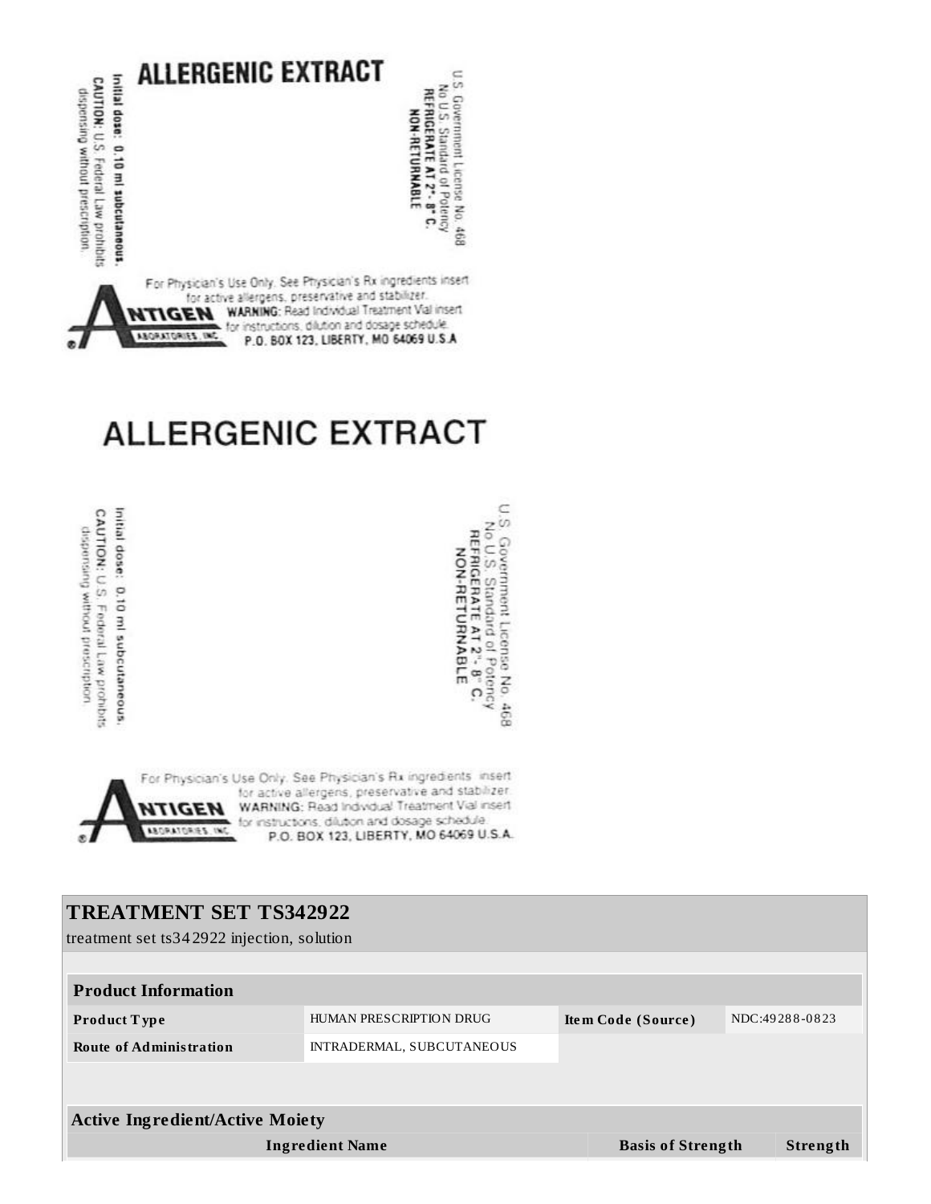# ALLERGENIC EXTRACT

Initial dose: 0.10 ml subcutaneous.

CAUTION: U.S. Federal Law prohibits dispensing without prescription.

U.S. Government License No. 468
No U.S. Standard of Potency
REFRIGERATE AT 2°- 8° C.
NON-RETURNABLE

For Physician's Use Only. See Physician's Rx ingredients insert for active allergens, preservative and stabilizer.

ANTIGEN LABORATORIES, INC.

WARNING: Read Individual Treatment Vial insert for instructions, dilution and dosage schedule.

P.O. BOX 123, LIBERTY, MO 64069 U.S.A

# ALLERGENIC EXTRACT

Initial dose: 0.10 ml subcutaneous.

CAUTION: U.S. Federal Law prohibits dispensing without prescription.

U.S. Government License No. 468
No U.S. Standard of Potency
REFRIGERATE AT 2°- 8° C.
NON-RETURNABLE

For Physician's Use Only. See Physician's Rx ingredients insert for active allergens, preservative and stabilizer.

ANTIGEN LABORATORIES, INC.

WARNING: Read Individual Treatment Vial insert for instructions, dilution and dosage schedule.

P.O. BOX 123, LIBERTY, MO 64069 U.S.A.

## TREATMENT SET TS342922

treatment set ts342922 injection, solution

| Product Information | | | |
|---|---|---|---|
| **Product Type** | HUMAN PRESCRIPTION DRUG | **Item Code (Source)** | NDC:49288-0823 |
| **Route of Administration** | INTRADERMAL, SUBCUTANEOUS | | |

| Active Ingredient/Active Moiety | | |
|---|---|---|
| **Ingredient Name** | **Basis of Strength** | **Strength** |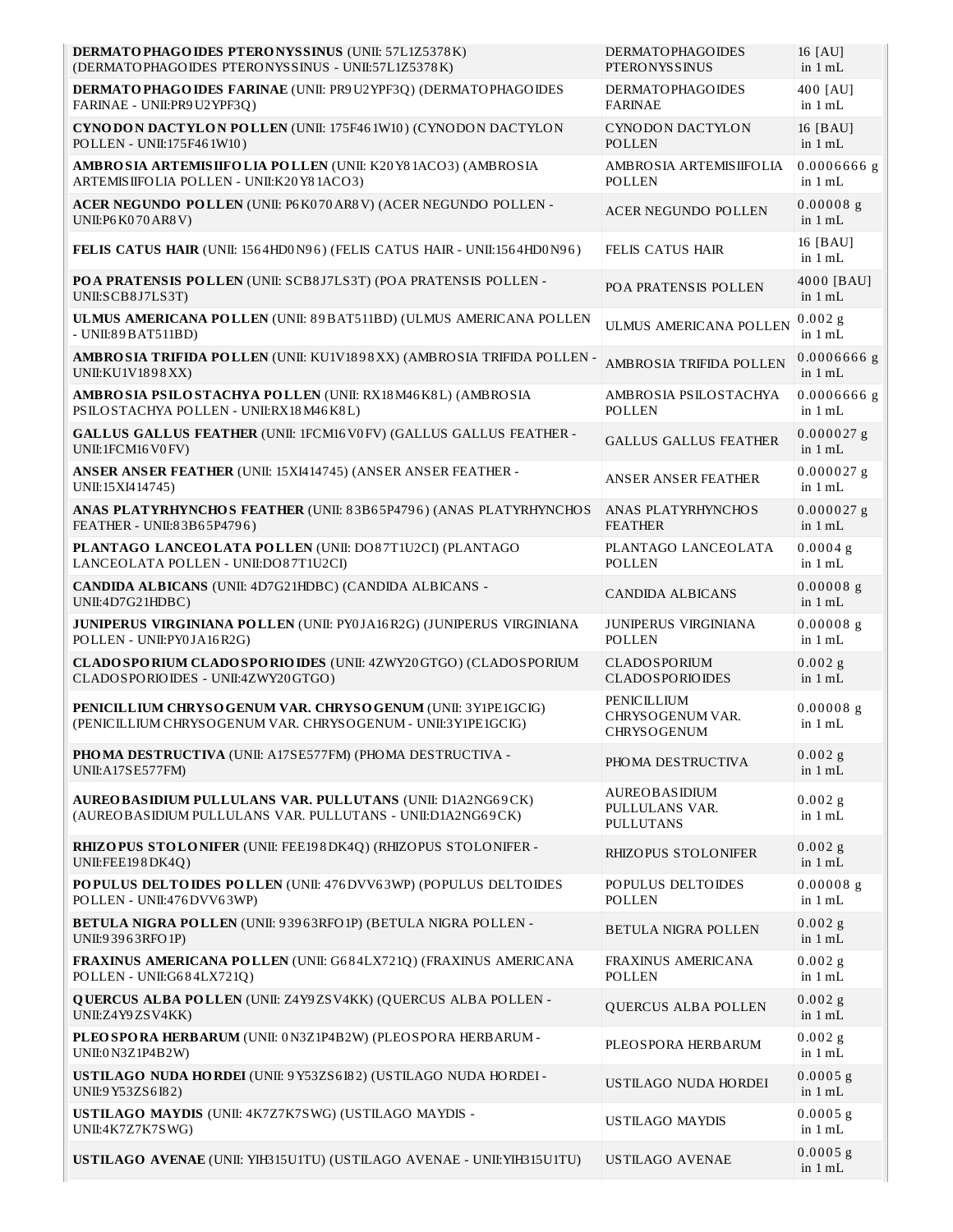| | | |
|---|---|---|
| **DERMATOPHAGOIDES PTERONYSSINUS** (UNII: 57L1Z5378K) (DERMATOPHAGOIDES PTERONYSSINUS - UNII:57L1Z5378K) | DERMATOPHAGOIDES PTERONYSSINUS | 16 [AU] in 1 mL |
| **DERMATOPHAGOIDES FARINAE** (UNII: PR9U2YPF3Q) (DERMATOPHAGOIDES FARINAE - UNII:PR9U2YPF3Q) | DERMATOPHAGOIDES FARINAE | 400 [AU] in 1 mL |
| **CYNODON DACTYLON POLLEN** (UNII: 175F461W10) (CYNODON DACTYLON POLLEN - UNII:175F461W10) | CYNODON DACTYLON POLLEN | 16 [BAU] in 1 mL |
| **AMBROSIA ARTEMISIIFOLIA POLLEN** (UNII: K20Y81ACO3) (AMBROSIA ARTEMISIIFOLIA POLLEN - UNII:K20Y81ACO3) | AMBROSIA ARTEMISIIFOLIA POLLEN | 0.0006666 g in 1 mL |
| **ACER NEGUNDO POLLEN** (UNII: P6K070AR8V) (ACER NEGUNDO POLLEN - UNII:P6K070AR8V) | ACER NEGUNDO POLLEN | 0.00008 g in 1 mL |
| **FELIS CATUS HAIR** (UNII: 1564HD0N96) (FELIS CATUS HAIR - UNII:1564HD0N96) | FELIS CATUS HAIR | 16 [BAU] in 1 mL |
| **POA PRATENSIS POLLEN** (UNII: SCB8J7LS3T) (POA PRATENSIS POLLEN - UNII:SCB8J7LS3T) | POA PRATENSIS POLLEN | 4000 [BAU] in 1 mL |
| **ULMUS AMERICANA POLLEN** (UNII: 89BAT511BD) (ULMUS AMERICANA POLLEN - UNII:89BAT511BD) | ULMUS AMERICANA POLLEN | 0.002 g in 1 mL |
| **AMBROSIA TRIFIDA POLLEN** (UNII: KU1V1898XX) (AMBROSIA TRIFIDA POLLEN - UNII:KU1V1898XX) | AMBROSIA TRIFIDA POLLEN | 0.0006666 g in 1 mL |
| **AMBROSIA PSILOSTACHYA POLLEN** (UNII: RX18M46K8L) (AMBROSIA PSILOSTACHYA POLLEN - UNII:RX18M46K8L) | AMBROSIA PSILOSTACHYA POLLEN | 0.0006666 g in 1 mL |
| **GALLUS GALLUS FEATHER** (UNII: 1FCM16V0FV) (GALLUS GALLUS FEATHER - UNII:1FCM16V0FV) | GALLUS GALLUS FEATHER | 0.000027 g in 1 mL |
| **ANSER ANSER FEATHER** (UNII: 15XI414745) (ANSER ANSER FEATHER - UNII:15XI414745) | ANSER ANSER FEATHER | 0.000027 g in 1 mL |
| **ANAS PLATYRHYNCHOS FEATHER** (UNII: 83B65P4796) (ANAS PLATYRHYNCHOS FEATHER - UNII:83B65P4796) | ANAS PLATYRHYNCHOS FEATHER | 0.000027 g in 1 mL |
| **PLANTAGO LANCEOLATA POLLEN** (UNII: DO87T1U2CI) (PLANTAGO LANCEOLATA POLLEN - UNII:DO87T1U2CI) | PLANTAGO LANCEOLATA POLLEN | 0.0004 g in 1 mL |
| **CANDIDA ALBICANS** (UNII: 4D7G21HDBC) (CANDIDA ALBICANS - UNII:4D7G21HDBC) | CANDIDA ALBICANS | 0.00008 g in 1 mL |
| **JUNIPERUS VIRGINIANA POLLEN** (UNII: PY0JA16R2G) (JUNIPERUS VIRGINIANA POLLEN - UNII:PY0JA16R2G) | JUNIPERUS VIRGINIANA POLLEN | 0.00008 g in 1 mL |
| **CLADOSPORIUM CLADOSPORIOIDES** (UNII: 4ZWY20GTGO) (CLADOSPORIUM CLADOSPORIOIDES - UNII:4ZWY20GTGO) | CLADOSPORIUM CLADOSPORIOIDES | 0.002 g in 1 mL |
| **PENICILLIUM CHRYSOGENUM VAR. CHRYSOGENUM** (UNII: 3Y1PE1GCIG) (PENICILLIUM CHRYSOGENUM VAR. CHRYSOGENUM - UNII:3Y1PE1GCIG) | PENICILLIUM CHRYSOGENUM VAR. CHRYSOGENUM | 0.00008 g in 1 mL |
| **PHOMA DESTRUCTIVA** (UNII: A17SE577FM) (PHOMA DESTRUCTIVA - UNII:A17SE577FM) | PHOMA DESTRUCTIVA | 0.002 g in 1 mL |
| **AUREOBASIDIUM PULLULANS VAR. PULLUTANS** (UNII: D1A2NG69CK) (AUREOBASIDIUM PULLULANS VAR. PULLUTANS - UNII:D1A2NG69CK) | AUREOBASIDIUM PULLULANS VAR. PULLUTANS | 0.002 g in 1 mL |
| **RHIZOPUS STOLONIFER** (UNII: FEE198DK4Q) (RHIZOPUS STOLONIFER - UNII:FEE198DK4Q) | RHIZOPUS STOLONIFER | 0.002 g in 1 mL |
| **POPULUS DELTOIDES POLLEN** (UNII: 476DVV63WP) (POPULUS DELTOIDES POLLEN - UNII:476DVV63WP) | POPULUS DELTOIDES POLLEN | 0.00008 g in 1 mL |
| **BETULA NIGRA POLLEN** (UNII: 93963RFO1P) (BETULA NIGRA POLLEN - UNII:93963RFO1P) | BETULA NIGRA POLLEN | 0.002 g in 1 mL |
| **FRAXINUS AMERICANA POLLEN** (UNII: G684LX721Q) (FRAXINUS AMERICANA POLLEN - UNII:G684LX721Q) | FRAXINUS AMERICANA POLLEN | 0.002 g in 1 mL |
| **QUERCUS ALBA POLLEN** (UNII: Z4Y9ZSV4KK) (QUERCUS ALBA POLLEN - UNII:Z4Y9ZSV4KK) | QUERCUS ALBA POLLEN | 0.002 g in 1 mL |
| **PLEOSPORA HERBARUM** (UNII: 0N3Z1P4B2W) (PLEOSPORA HERBARUM - UNII:0N3Z1P4B2W) | PLEOSPORA HERBARUM | 0.002 g in 1 mL |
| **USTILAGO NUDA HORDEI** (UNII: 9Y53ZS6I82) (USTILAGO NUDA HORDEI - UNII:9Y53ZS6I82) | USTILAGO NUDA HORDEI | 0.0005 g in 1 mL |
| **USTILAGO MAYDIS** (UNII: 4K7Z7K7SWG) (USTILAGO MAYDIS - UNII:4K7Z7K7SWG) | USTILAGO MAYDIS | 0.0005 g in 1 mL |
| **USTILAGO AVENAE** (UNII: YIH315U1TU) (USTILAGO AVENAE - UNII:YIH315U1TU) | USTILAGO AVENAE | 0.0005 g in 1 mL |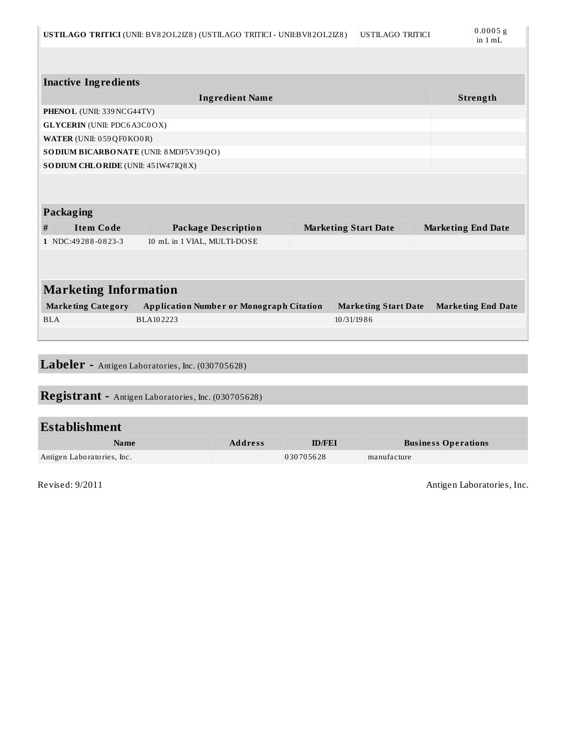| | | |
|---|---|---|
| **USTILAGO TRITICI** (UNII: BV82OL2IZ8) (USTILAGO TRITICI - UNII:BV82OL2IZ8) | USTILAGO TRITICI | 0.0005 g in 1 mL |

**Inactive Ingredients**

| Ingredient Name | Strength |
|---|---|
| **PHENOL** (UNII: 339NCG44TV) | |
| **GLYCERIN** (UNII: PDC6A3C0OX) | |
| **WATER** (UNII: 059QF0KO0R) | |
| **SODIUM BICARBONATE** (UNII: 8MDF5V39QO) | |
| **SODIUM CHLORIDE** (UNII: 451W47IQ8X) | |

**Packaging**

| # | Item Code | Package Description | Marketing Start Date | Marketing End Date |
|---|---|---|---|---|
| 1 | NDC:49288-0823-3 | 10 mL in 1 VIAL, MULTI-DOSE | | |

## Marketing Information

| Marketing Category | Application Number or Monograph Citation | Marketing Start Date | Marketing End Date |
|---|---|---|---|
| BLA | BLA102223 | 10/31/1986 | |

## Labeler - Antigen Laboratories, Inc. (030705628)

## Registrant - Antigen Laboratories, Inc. (030705628)

## Establishment

| Name | Address | ID/FEI | Business Operations |
|---|---|---|---|
| Antigen Laboratories, Inc. | | 030705628 | manufacture |

Revised: 9/2011

Antigen Laboratories, Inc.